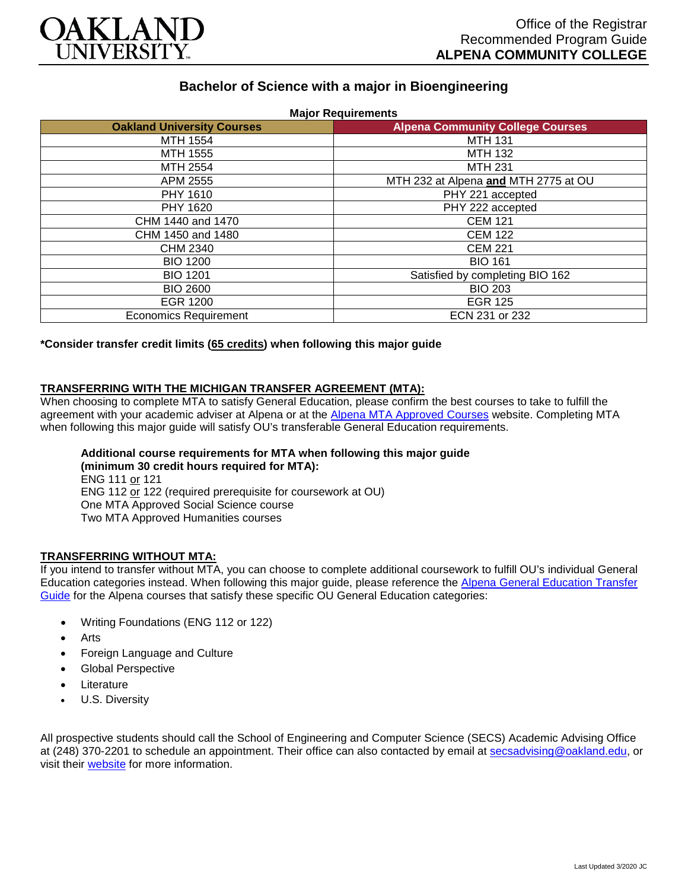OAKLAND UNIVERSITY

Office of the Registrar
Recommended Program Guide
**ALPENA COMMUNITY COLLEGE**

# Bachelor of Science with a major in Bioengineering

**Major Requirements**

| Oakland University Courses | Alpena Community College Courses |
|---|---|
| MTH 1554 | MTH 131 |
| MTH 1555 | MTH 132 |
| MTH 2554 | MTH 231 |
| APM 2555 | MTH 232 at Alpena **and** MTH 2775 at OU |
| PHY 1610 | PHY 221 accepted |
| PHY 1620 | PHY 222 accepted |
| CHM 1440 and 1470 | CEM 121 |
| CHM 1450 and 1480 | CEM 122 |
| CHM 2340 | CEM 221 |
| BIO 1200 | BIO 161 |
| BIO 1201 | Satisfied by completing BIO 162 |
| BIO 2600 | BIO 203 |
| EGR 1200 | EGR 125 |
| Economics Requirement | ECN 231 or 232 |

**\*Consider transfer credit limits (65 credits) when following this major guide**

## TRANSFERRING WITH THE MICHIGAN TRANSFER AGREEMENT (MTA):

When choosing to complete MTA to satisfy General Education, please confirm the best courses to take to fulfill the agreement with your academic adviser at Alpena or at the Alpena MTA Approved Courses website. Completing MTA when following this major guide will satisfy OU's transferable General Education requirements.

**Additional course requirements for MTA when following this major guide (minimum 30 credit hours required for MTA):**
ENG 111 or 121
ENG 112 or 122 (required prerequisite for coursework at OU)
One MTA Approved Social Science course
Two MTA Approved Humanities courses

## TRANSFERRING WITHOUT MTA:

If you intend to transfer without MTA, you can choose to complete additional coursework to fulfill OU's individual General Education categories instead. When following this major guide, please reference the Alpena General Education Transfer Guide for the Alpena courses that satisfy these specific OU General Education categories:

- Writing Foundations (ENG 112 or 122)
- Arts
- Foreign Language and Culture
- Global Perspective
- Literature
- U.S. Diversity

All prospective students should call the School of Engineering and Computer Science (SECS) Academic Advising Office at (248) 370-2201 to schedule an appointment. Their office can also contacted by email at secsadvising@oakland.edu, or visit their website for more information.

Last Updated 3/2020 JC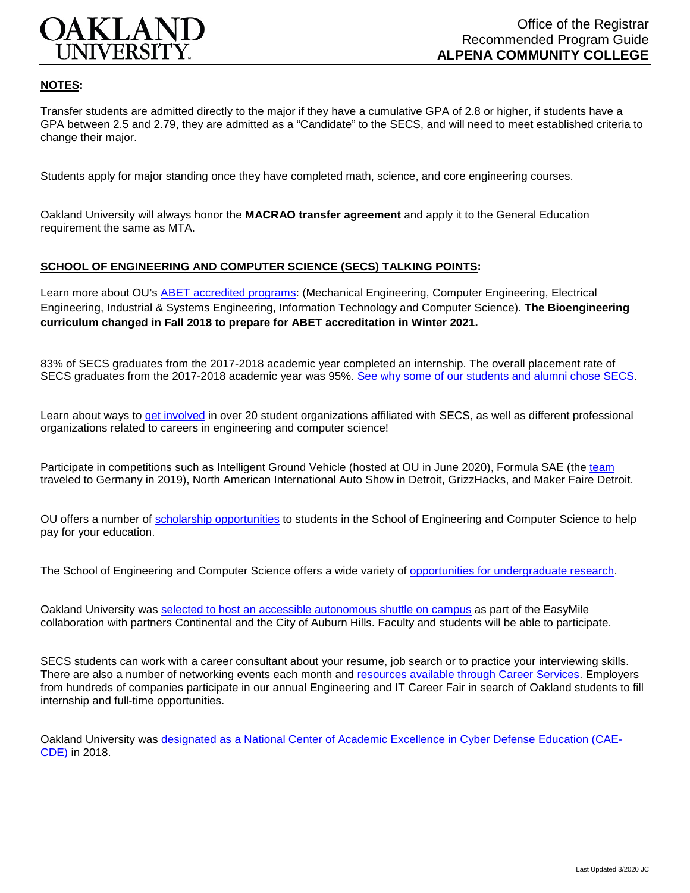**NOTES:**

Transfer students are admitted directly to the major if they have a cumulative GPA of 2.8 or higher, if students have a GPA between 2.5 and 2.79, they are admitted as a "Candidate" to the SECS, and will need to meet established criteria to change their major.

Students apply for major standing once they have completed math, science, and core engineering courses.

Oakland University will always honor the **MACRAO transfer agreement** and apply it to the General Education requirement the same as MTA.

**SCHOOL OF ENGINEERING AND COMPUTER SCIENCE (SECS) TALKING POINTS:**

Learn more about OU's ABET accredited programs: (Mechanical Engineering, Computer Engineering, Electrical Engineering, Industrial & Systems Engineering, Information Technology and Computer Science). **The Bioengineering curriculum changed in Fall 2018 to prepare for ABET accreditation in Winter 2021.**

83% of SECS graduates from the 2017-2018 academic year completed an internship. The overall placement rate of SECS graduates from the 2017-2018 academic year was 95%. See why some of our students and alumni chose SECS.

Learn about ways to get involved in over 20 student organizations affiliated with SECS, as well as different professional organizations related to careers in engineering and computer science!

Participate in competitions such as Intelligent Ground Vehicle (hosted at OU in June 2020), Formula SAE (the team traveled to Germany in 2019), North American International Auto Show in Detroit, GrizzHacks, and Maker Faire Detroit.

OU offers a number of scholarship opportunities to students in the School of Engineering and Computer Science to help pay for your education.

The School of Engineering and Computer Science offers a wide variety of opportunities for undergraduate research.

Oakland University was selected to host an accessible autonomous shuttle on campus as part of the EasyMile collaboration with partners Continental and the City of Auburn Hills. Faculty and students will be able to participate.

SECS students can work with a career consultant about your resume, job search or to practice your interviewing skills. There are also a number of networking events each month and resources available through Career Services. Employers from hundreds of companies participate in our annual Engineering and IT Career Fair in search of Oakland students to fill internship and full-time opportunities.

Oakland University was designated as a National Center of Academic Excellence in Cyber Defense Education (CAE-CDE) in 2018.

Last Updated 3/2020 JC